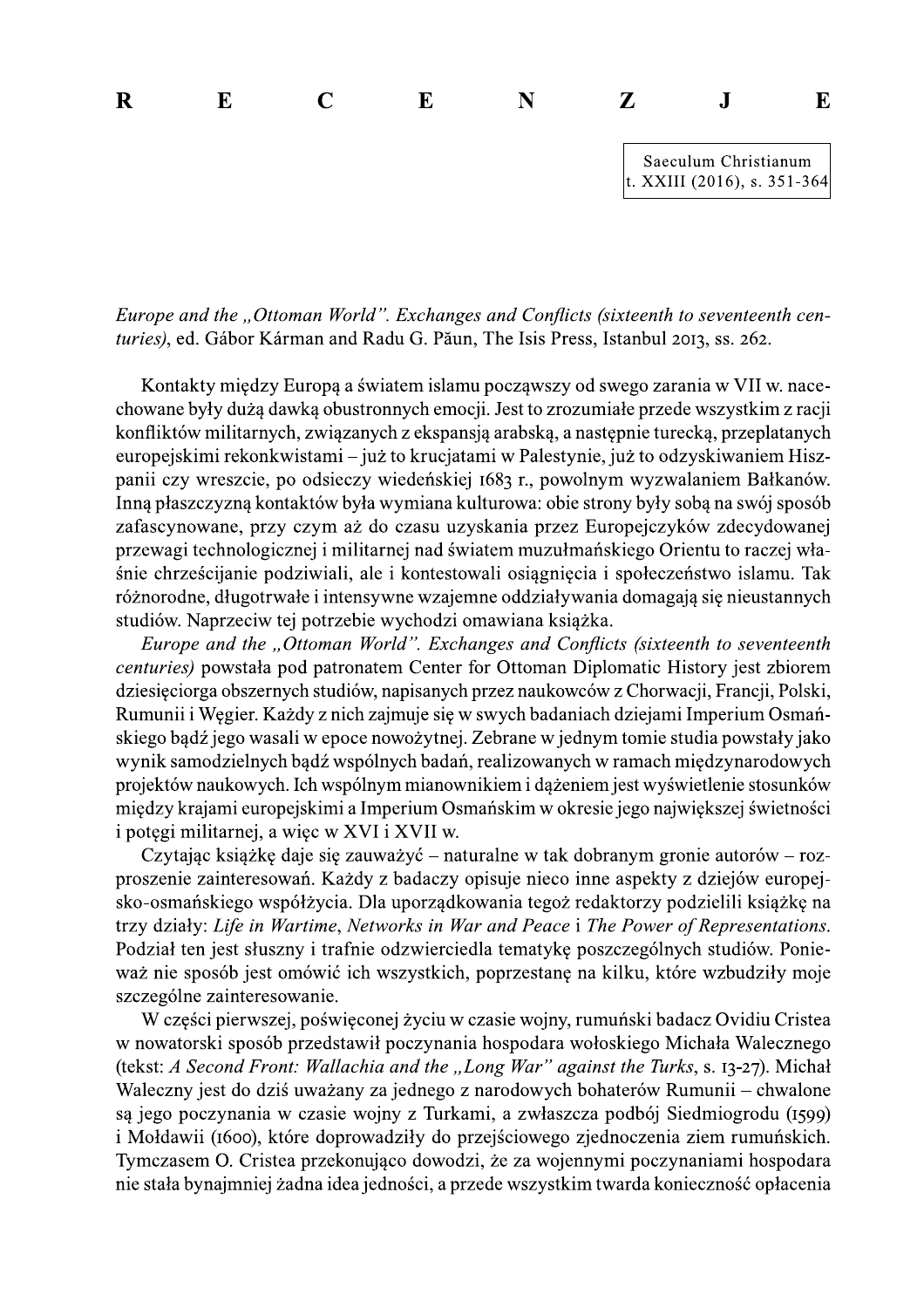# R E C E N Z J E

*Europe and the „Ottoman World". Exchanges and Conflicts (sixteenth to seventeenth centuries)*, ed. Gábor Kárman and Radu G. Păun, The Isis Press, Istanbul 2013, ss. 262.

Kontakty między Europą a światem islamu począwszy od swego zarania w VII w. nacechowane były dużą dawką obustronnych emocji. Jest to zrozumiałe przede wszystkim z racji konfliktów militarnych, związanych z ekspansją arabską, a następnie turecką, przeplatanych europejskimi rekonkwistami – już to krucjatami w Palestynie, już to odzyskiwaniem Hiszpanii czy wreszcie, po odsieczy wiedeńskiej 1683 r., powolnym wyzwalaniem Bałkanów. Inną płaszczyzną kontaktów była wymiana kulturowa: obie strony były sobą na swój sposób zafascynowane, przy czym aż do czasu uzyskania przez Europejczyków zdecydowanej przewagi technologicznej i militarnej nad światem muzułmańskiego Orientu to raczej właśnie chrześcijanie podziwiali, ale i kontestowali osiągnięcia i społeczeństwo islamu. Tak różnorodne, długotrwałe i intensywne wzajemne oddziaływania domagają się nieustannych studiów. Naprzeciw tej potrzebie wychodzi omawiana książka.

*Europe and the „Ottoman World". Exchanges and Conflicts (sixteenth to seventeenth centuries)* powstała pod patronatem Center for Ottoman Diplomatic History jest zbiorem dziesięciorga obszernych studiów, napisanych przez naukowców z Chorwacji, Francji, Polski, Rumunii i Węgier. Każdy z nich zajmuje się w swych badaniach dziejami Imperium Osmańskiego bądź jego wasali w epoce nowożytnej. Zebrane w jednym tomie studia powstały jako wynik samodzielnych bądź wspólnych badań, realizowanych w ramach międzynarodowych projektów naukowych. Ich wspólnym mianownikiem i dążeniem jest wyświetlenie stosunków między krajami europejskimi a Imperium Osmańskim w okresie jego największej świetności i potęgi militarnej, a więc w XVI i XVII w.

Czytając książkę daje się zauważyć – naturalne w tak dobranym gronie autorów – rozproszenie zainteresowań. Każdy z badaczy opisuje nieco inne aspekty z dziejów europejsko-osmańskiego współżycia. Dla uporządkowania tegoż redaktorzy podzielili książkę na trzy działy: *Life in Wartime*, *Networks in War and Peace* i *The Power of Representations*. Podział ten jest słuszny i trafnie odzwierciedla tematykę poszczególnych studiów. Ponieważ nie sposób jest omówić ich wszystkich, poprzestanę na kilku, które wzbudziły moje szczególne zainteresowanie.

W części pierwszej, poświęconej życiu w czasie wojny, rumuński badacz Ovidiu Cristea w nowatorski sposób przedstawił poczynania hospodara wołoskiego Michała Walecznego (tekst: *A Second Front: Wallachia and the „Long War" against the Turks*, s. 13-27). Michał Waleczny jest do dziś uważany za jednego z narodowych bohaterów Rumunii – chwalone są jego poczynania w czasie wojny z Turkami, a zwłaszcza podbój Siedmiogrodu (1599) i Mołdawii (1600), które doprowadziły do przejściowego zjednoczenia ziem rumuńskich. Tymczasem O. Cristea przekonująco dowodzi, że za wojennymi poczynaniami hospodara nie stała bynajmniej żadna idea jedności, a przede wszystkim twarda konieczność opłacenia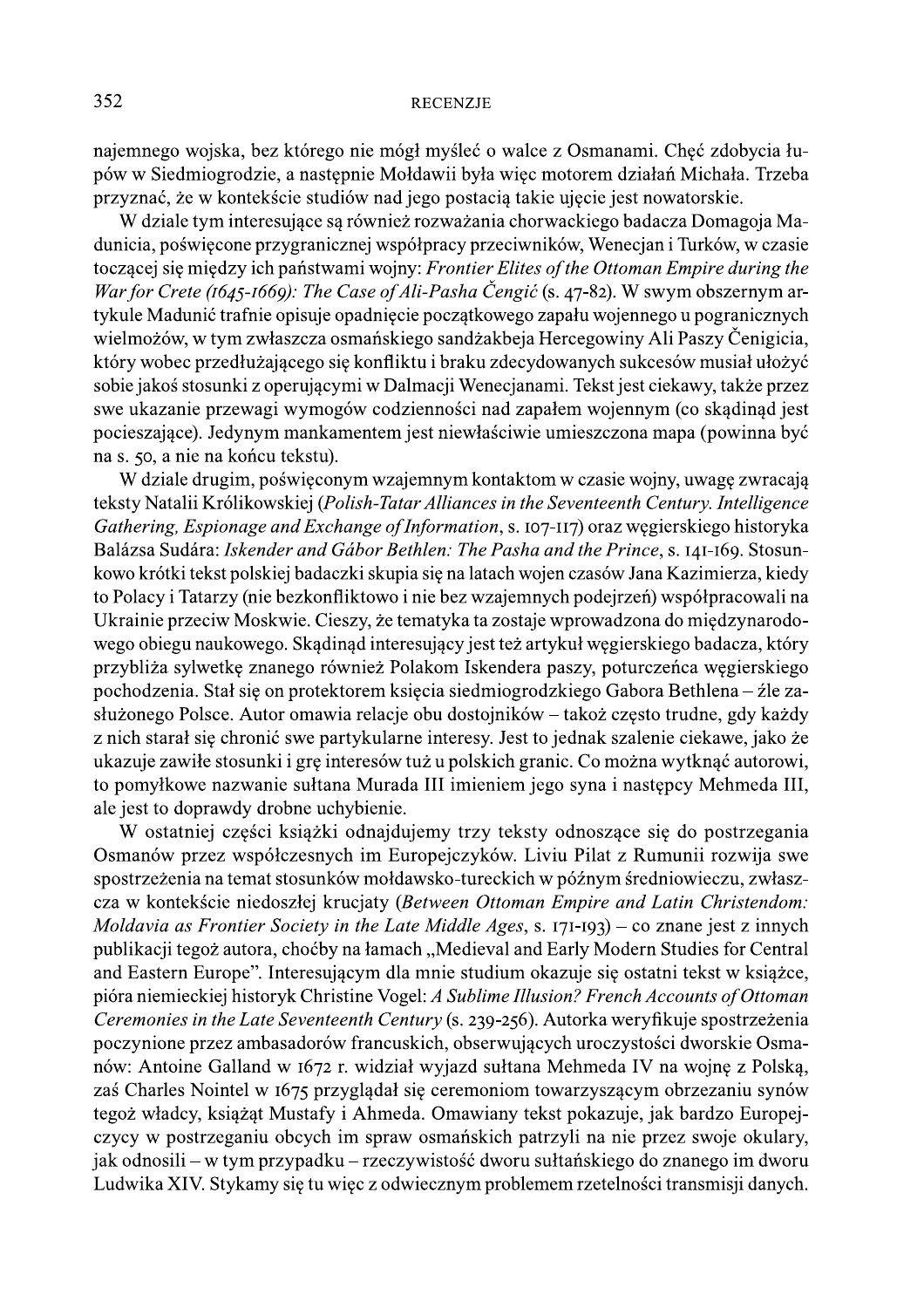najemnego wojska, bez którego nie mógł myśleć o walce z Osmanami. Chęć zdobycia łupów w Siedmiogrodzie, a następnie Mołdawii była więc motorem działań Michała. Trzeba przyznać, że w kontekście studiów nad jego postacią takie ujęcie jest nowatorskie.

W dziale tym interesujące są również rozważania chorwackiego badacza Domagoja Madunicia, poświęcone przygranicznej współpracy przeciwników, Wenecjan i Turków, w czasie toczącej się między ich państwami wojny: *Frontier Elites of the Ottoman Empire during the War for Crete (1645-1669): The Case of Ali-Pasha Čengić* (s. 47-82). W swym obszernym artykule Madunić trafnie opisuje opadnięcie początkowego zapału wojennego u pogranicznych wielmożów, w tym zwłaszcza osmańskiego sandżakbeja Hercegowiny Ali Paszy Čenigicia, który wobec przedłużającego się konfliktu i braku zdecydowanych sukcesów musiał ułożyć sobie jakoś stosunki z operującymi w Dalmacji Wenecjanami. Tekst jest ciekawy, także przez swe ukazanie przewagi wymogów codzienności nad zapałem wojennym (co skądinąd jest pocieszające). Jedynym mankamentem jest niewłaściwie umieszczona mapa (powinna być na s. 50, a nie na końcu tekstu).

W dziale drugim, poświęconym wzajemnym kontaktom w czasie wojny, uwagę zwracają teksty Natalii Królikowskiej (*Polish-Tatar Alliances in the Seventeenth Century. Intelligence Gathering, Espionage and Exchange of Information*, s. 107-117) oraz węgierskiego historyka Balázsa Sudára: *Iskender and Gábor Bethlen: The Pasha and the Prince*, s. 141-169. Stosunkowo krótki tekst polskiej badaczki skupia się na latach wojen czasów Jana Kazimierza, kiedy to Polacy i Tatarzy (nie bezkonfliktowo i nie bez wzajemnych podejrzeń) współpracowali na Ukrainie przeciw Moskwie. Cieszy, że tematyka ta zostaje wprowadzona do międzynarodowego obiegu naukowego. Skądinąd interesujący jest też artykuł węgierskiego badacza, który przybliża sylwetkę znanego również Polakom Iskendera paszy, poturczeńca węgierskiego pochodzenia. Stał się on protektorem księcia siedmiogrodzkiego Gabora Bethlena – źle zasłużonego Polsce. Autor omawia relacje obu dostojników – także często trudne, gdy każdy z nich starał się chronić swe partykularne interesy. Jest to jednak szalenie ciekawe, jako że ukazuje zawiłe stosunki i grę interesów tuż u polskich granic. Co można wytknąć autorowi, to pomyłkowe nazwanie sułtana Murada III imieniem jego syna i następcy Mehmeda III, ale jest to doprawdy drobne uchybienie.

W ostatniej części książki odnajdujemy trzy teksty odnoszące się do postrzegania Osmanów przez współczesnych im Europejczyków. Liviu Pilat z Rumunii rozwija swe spostrzeżenia na temat stosunków mołdawsko-tureckich w późnym średniowieczu, zwłaszcza w kontekście niedoszłej krucjaty (*Between Ottoman Empire and Latin Christendom: Moldavia as Frontier Society in the Late Middle Ages*, s. 171-193) – co znane jest z innych publikacji tegoż autora, choćby na łamach „Medieval and Early Modern Studies for Central and Eastern Europe". Interesującym dla mnie studium okazuje się ostatni tekst w książce, pióra niemieckiej historyk Christine Vogel: *A Sublime Illusion? French Accounts of Ottoman Ceremonies in the Late Seventeenth Century* (s. 239-256). Autorka weryfikuje spostrzeżenia poczynione przez ambasadorów francuskich, obserwujących uroczystości dworskie Osmanów: Antoine Galland w 1672 r. widział wyjazd sułtana Mehmeda IV na wojnę z Polską, zaś Charles Nointel w 1675 przyglądał się ceremoniom towarzyszącym obrzezaniu synów tegoż władcy, książąt Mustafy i Ahmeda. Omawiany tekst pokazuje, jak bardzo Europejczycy w postrzeganiu obcych im spraw osmańskich patrzyli na nie przez swoje okulary, jak odnosili – w tym przypadku – rzeczywistość dworu sułtańskiego do znanego im dworu Ludwika XIV. Stykamy się tu więc z odwiecznym problemem rzetelności transmisji danych.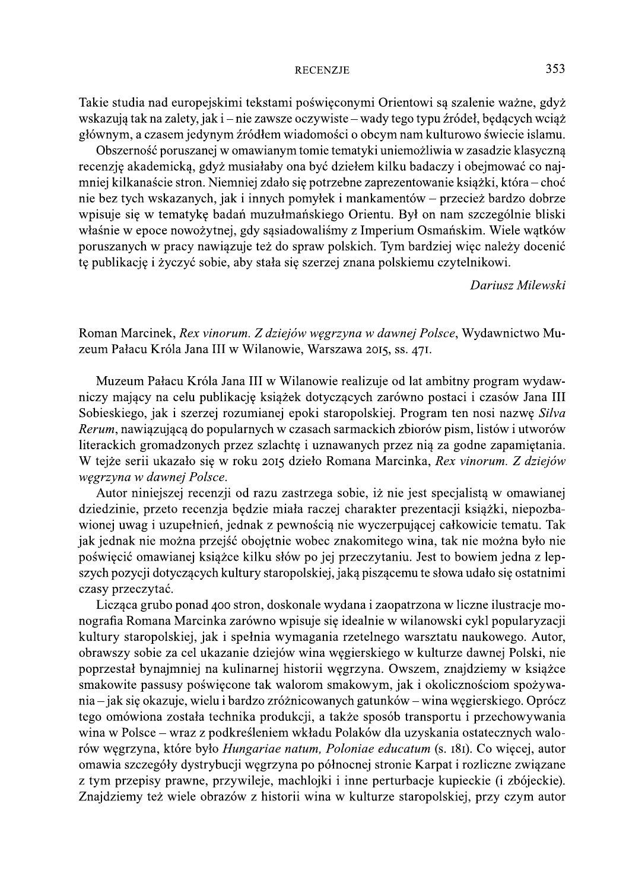Takie studia nad europejskimi tekstami poświęconymi Orientowi są szalenie ważne, gdyż wskazują tak na zalety, jak i – nie zawsze oczywiste – wady tego typu źródeł, będących wciąż głównym, a czasem jedynym źródłem wiadomości o obcym nam kulturowo świecie islamu.

Obszerność poruszanej w omawianym tomie tematyki uniemożliwia w zasadzie klasyczną recenzję akademicką, gdyż musiałaby ona być dziełem kilku badaczy i obejmować co najmniej kilkanaście stron. Niemniej zdało się potrzebne zaprezentowanie książki, która – choć nie bez tych wskazanych, jak i innych pomyłek i mankamentów – przecież bardzo dobrze wpisuje się w tematykę badań muzułmańskiego Orientu. Był on nam szczególnie bliski właśnie w epoce nowożytnej, gdy sąsiadowaliśmy z Imperium Osmańskim. Wiele wątków poruszanych w pracy nawiązuje też do spraw polskich. Tym bardziej więc należy docenić tę publikację i życzyć sobie, aby stała się szerzej znana polskiemu czytelnikowi.

*Dariusz Milewski*

Roman Marcinek, *Rex vinorum. Z dziejów węgrzyna w dawnej Polsce*, Wydawnictwo Muzeum Pałacu Króla Jana III w Wilanowie, Warszawa 2015, ss. 471.

Muzeum Pałacu Króla Jana III w Wilanowie realizuje od lat ambitny program wydawniczy mający na celu publikację książek dotyczących zarówno postaci i czasów Jana III Sobieskiego, jak i szerzej rozumianej epoki staropolskiej. Program ten nosi nazwę *Silva Rerum*, nawiązującą do popularnych w czasach sarmackich zbiorów pism, listów i utworów literackich gromadzonych przez szlachtę i uznawanych przez nią za godne zapamiętania. W tejże serii ukazało się w roku 2015 dzieło Romana Marcinka, *Rex vinorum. Z dziejów węgrzyna w dawnej Polsce*.

Autor niniejszej recenzji od razu zastrzega sobie, iż nie jest specjalistą w omawianej dziedzinie, przeto recenzja będzie miała raczej charakter prezentacji książki, niepozbawionej uwag i uzupełnień, jednak z pewnością nie wyczerpującej całkowicie tematu. Tak jak jednak nie można przejść obojętnie wobec znakomitego wina, tak nie można było nie poświęcić omawianej książce kilku słów po jej przeczytaniu. Jest to bowiem jedna z lepszych pozycji dotyczących kultury staropolskiej, jaką piszącemu te słowa udało się ostatnimi czasy przeczytać.

Licząca grubo ponad 400 stron, doskonale wydana i zaopatrzona w liczne ilustracje monografia Romana Marcinka zarówno wpisuje się idealnie w wilanowski cykl popularyzacji kultury staropolskiej, jak i spełnia wymagania rzetelnego warsztatu naukowego. Autor, obrawszy sobie za cel ukazanie dziejów wina węgierskiego w kulturze dawnej Polski, nie poprzestał bynajmniej na kulinarnej historii węgrzyna. Owszem, znajdziemy w książce smakowite passusy poświęcone tak walorom smakowym, jak i okolicznościom spożywania – jak się okazuje, wielu i bardzo zróżnicowanych gatunków – wina węgierskiego. Oprócz tego omówiona została technika produkcji, a także sposób transportu i przechowywania wina w Polsce – wraz z podkreśleniem wkładu Polaków dla uzyskania ostatecznych walorów węgrzyna, które było *Hungariae natum, Poloniae educatum* (s. 181). Co więcej, autor omawia szczegóły dystrybucji węgrzyna po północnej stronie Karpat i rozliczne związane z tym przepisy prawne, przywileje, machlojki i inne perturbacje kupieckie (i zbójeckie). Znajdziemy też wiele obrazów z historii wina w kulturze staropolskiej, przy czym autor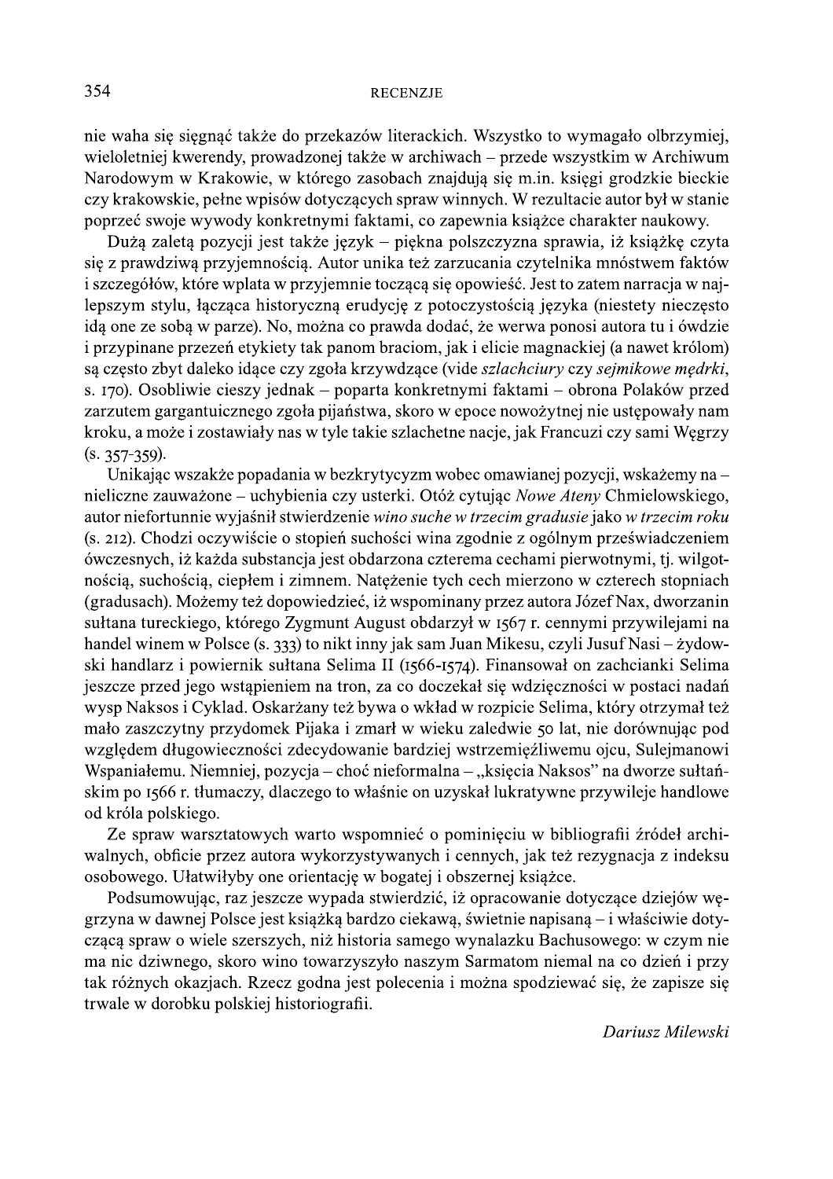nie waha się sięgnąć także do przekazów literackich. Wszystko to wymagało olbrzymiej, wieloletniej kwerendy, prowadzonej także w archiwach – przede wszystkim w Archiwum Narodowym w Krakowie, w którego zasobach znajdują się m.in. księgi grodzkie bieckie czy krakowskie, pełne wpisów dotyczących spraw winnych. W rezultacie autor był w stanie poprzeć swoje wywody konkretnymi faktami, co zapewnia książce charakter naukowy.

Dużą zaletą pozycji jest także język – piękna polszczyzna sprawia, iż książkę czyta się z prawdziwą przyjemnością. Autor unika też zarzucania czytelnika mnóstwem faktów i szczegółów, które wplata w przyjemnie toczącą się opowieść. Jest to zatem narracja w najlepszym stylu, łącząca historyczną erudycję z potoczystością języka (niestety nieczęsto idą one ze sobą w parze). No, można co prawda dodać, że werwa ponosi autora tu i ówdzie i przypinane przezeń etykiety tak panom braciom, jak i elicie magnackiej (a nawet królom) są często zbyt daleko idące czy zgoła krzywdzące (vide *szlachciury* czy *sejmikowe mędrki*, s. 170). Osobliwie cieszy jednak – poparta konkretnymi faktami – obrona Polaków przed zarzutem gargantuicznego zgoła pijaństwa, skoro w epoce nowożytnej nie ustępowały nam kroku, a może i zostawiały nas w tyle takie szlachetne nacje, jak Francuzi czy sami Węgrzy (s. 357-359).

Unikając wszakże popadania w bezkrytycyzm wobec omawianej pozycji, wskażemy na – nieliczne zauważone – uchybienia czy usterki. Otóż cytując *Nowe Ateny* Chmielowskiego, autor niefortunnie wyjaśnił stwierdzenie *wino suche w trzecim gradusie* jako *w trzecim roku* (s. 212). Chodzi oczywiście o stopień suchości wina zgodnie z ogólnym przeświadczeniem ówczesnych, iż każda substancja jest obdarzona czterema cechami pierwotnymi, tj. wilgotnością, suchością, ciepłem i zimnem. Natężenie tych cech mierzono w czterech stopniach (gradusach). Możemy też dopowiedzieć, iż wspominany przez autora Józef Nax, dworzanin sułtana tureckiego, którego Zygmunt August obdarzył w 1567 r. cennymi przywilejami na handel winem w Polsce (s. 333) to nikt inny jak sam Juan Mikesu, czyli Jusuf Nasi – żydowski handlarz i powiernik sułtana Selima II (1566-1574). Finansował on zachcianki Selima jeszcze przed jego wstąpieniem na tron, za co doczekał się wdzięczności w postaci nadań wysp Naksos i Cyklad. Oskarżany też bywa o wkład w rozpicie Selima, który otrzymał też mało zaszczytny przydomek Pijaka i zmarł w wieku zaledwie 50 lat, nie dorównując pod względem długowieczności zdecydowanie bardziej wstrzemięźliwemu ojcu, Sulejmanowi Wspaniałemu. Niemniej, pozycja – choć nieformalna – „księcia Naksos" na dworze sułtańskim po 1566 r. tłumaczy, dlaczego to właśnie on uzyskał lukratywne przywileje handlowe od króla polskiego.

Ze spraw warsztatowych warto wspomnieć o pominięciu w bibliografii źródeł archiwalnych, obficie przez autora wykorzystywanych i cennych, jak też rezygnacja z indeksu osobowego. Ułatwiłyby one orientację w bogatej i obszernej książce.

Podsumowując, raz jeszcze wypada stwierdzić, iż opracowanie dotyczące dziejów węgrzyna w dawnej Polsce jest książką bardzo ciekawą, świetnie napisaną – i właściwie dotyczącą spraw o wiele szerszych, niż historia samego wynalazku Bachusowego: w czym nie ma nic dziwnego, skoro wino towarzyszyło naszym Sarmatom niemal na co dzień i przy tak różnych okazjach. Rzecz godna jest polecenia i można spodziewać się, że zapisze się trwale w dorobku polskiej historiografii.

*Dariusz Milewski*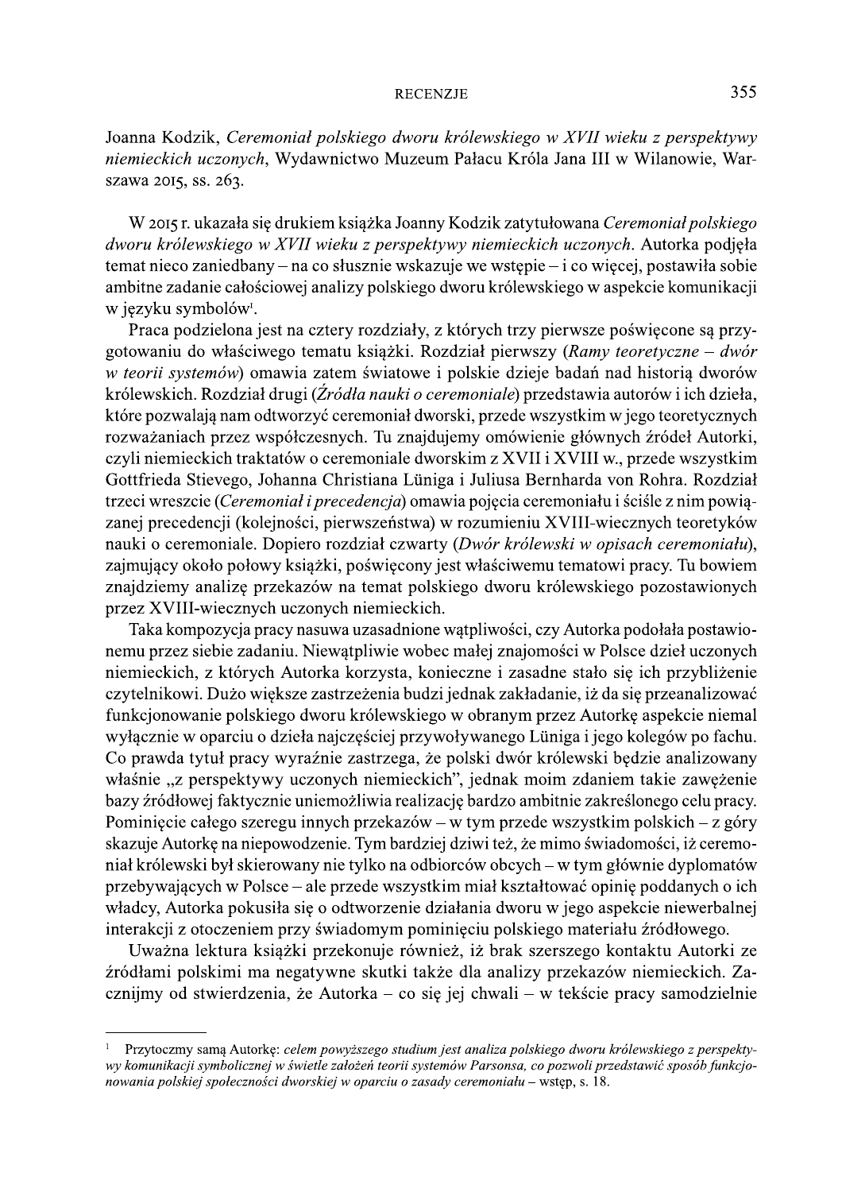Joanna Kodzik, *Ceremoniał polskiego dworu królewskiego w XVII wieku z perspektywy niemieckich uczonych*, Wydawnictwo Muzeum Pałacu Króla Jana III w Wilanowie, Warszawa 2015, ss. 263.

W 2015 r. ukazała się drukiem książka Joanny Kodzik zatytułowana *Ceremoniał polskiego dworu królewskiego w XVII wieku z perspektywy niemieckich uczonych*. Autorka podjęła temat nieco zaniedbany – na co słusznie wskazuje we wstępie – i co więcej, postawiła sobie ambitne zadanie całościowej analizy polskiego dworu królewskiego w aspekcie komunikacji w języku symbolów[1].

Praca podzielona jest na cztery rozdziały, z których trzy pierwsze poświęcone są przygotowaniu do właściwego tematu książki. Rozdział pierwszy (*Ramy teoretyczne – dwór w teorii systemów*) omawia zatem światowe i polskie dzieje badań nad historią dworów królewskich. Rozdział drugi (*Źródła nauki o ceremoniale*) przedstawia autorów i ich dzieła, które pozwalają nam odtworzyć ceremoniał dworski, przede wszystkim w jego teoretycznych rozważaniach przez współczesnych. Tu znajdujemy omówienie głównych źródeł Autorki, czyli niemieckich traktatów o ceremoniale dworskim z XVII i XVIII w., przede wszystkim Gottfrieda Stievego, Johanna Christiana Lüniga i Juliusa Bernharda von Rohra. Rozdział trzeci wreszcie (*Ceremoniał i precedencja*) omawia pojęcia ceremoniału i ściśle z nim powiązanej precedencji (kolejności, pierwszeństwa) w rozumieniu XVIII-wiecznych teoretyków nauki o ceremoniale. Dopiero rozdział czwarty (*Dwór królewski w opisach ceremoniału*), zajmujący około połowy książki, poświęcony jest właściwemu tematowi pracy. Tu bowiem znajdziemy analizę przekazów na temat polskiego dworu królewskiego pozostawionych przez XVIII-wiecznych uczonych niemieckich.

Taka kompozycja pracy nasuwa uzasadnione wątpliwości, czy Autorka podołała postawionemu przez siebie zadaniu. Niewątpliwie wobec małej znajomości w Polsce dzieł uczonych niemieckich, z których Autorka korzysta, konieczne i zasadne stało się ich przybliżenie czytelnikowi. Dużo większe zastrzeżenia budzi jednak zakładanie, iż da się przeanalizować funkcjonowanie polskiego dworu królewskiego w obranym przez Autorkę aspekcie niemal wyłącznie w oparciu o dzieła najczęściej przywoływanego Lüniga i jego kolegów po fachu. Co prawda tytuł pracy wyraźnie zastrzega, że polski dwór królewski będzie analizowany właśnie „z perspektywy uczonych niemieckich", jednak moim zdaniem takie zawężenie bazy źródłowej faktycznie uniemożliwia realizację bardzo ambitnie zakreślonego celu pracy. Pominięcie całego szeregu innych przekazów – w tym przede wszystkim polskich – z góry skazuje Autorkę na niepowodzenie. Tym bardziej dziwi też, że mimo świadomości, iż ceremoniał królewski był skierowany nie tylko na odbiorców obcych – w tym głównie dyplomatów przebywających w Polsce – ale przede wszystkim miał kształtować opinię poddanych o ich władcy, Autorka pokusiła się o odtworzenie działania dworu w jego aspekcie niewerbalnej interakcji z otoczeniem przy świadomym pominięciu polskiego materiału źródłowego.

Uważna lektura książki przekonuje również, iż brak szerszego kontaktu Autorki ze źródłami polskimi ma negatywne skutki także dla analizy przekazów niemieckich. Zacznijmy od stwierdzenia, że Autorka – co się jej chwali – w tekście pracy samodzielnie

---

[1] Przytoczmy samą Autorkę: *celem powyższego studium jest analiza polskiego dworu królewskiego z perspektywy komunikacji symbolicznej w świetle założeń teorii systemów Parsonsa, co pozwoli przedstawić sposób funkcjonowania polskiej społeczności dworskiej w oparciu o zasady ceremoniału* – wstęp, s. 18.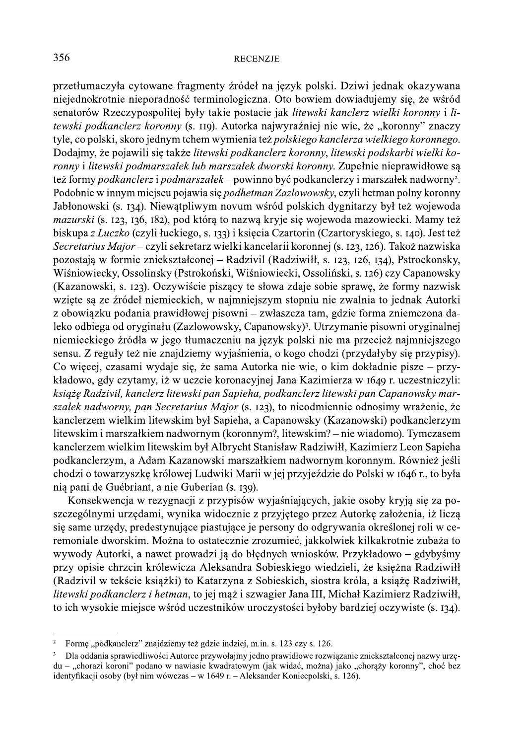przetłumaczyła cytowane fragmenty źródeł na język polski. Dziwi jednak okazywana niejednokrotnie nieporadność terminologiczna. Oto bowiem dowiadujemy się, że wśród senatorów Rzeczypospolitej były takie postacie jak *litewski kanclerz wielki koronny* i *litewski podkanclerz koronny* (s. 119). Autorka najwyraźniej nie wie, że „koronny" znaczy tyle, co polski, skoro jednym tchem wymienia też *polskiego kanclerza wielkiego koronnego*. Dodajmy, że pojawili się także *litewski podkanclerz koronny*, *litewski podskarbi wielki koronny* i *litewski podmarszałek lub marszałek dworski koronny*. Zupełnie nieprawidłowe są też formy *podkanclerz* i *podmarszałek* – powinno być podkanclerzy i marszałek nadworny[2]. Podobnie w innym miejscu pojawia się *podhetman Zazlowowsky*, czyli hetman polny koronny Jabłonowski (s. 134). Niewątpliwym novum wśród polskich dygnitarzy był też wojewoda *mazurski* (s. 123, 136, 182), pod którą to nazwą kryje się wojewoda mazowiecki. Mamy też biskupa *z Luczko* (czyli łuckiego, s. 133) i księcia Czartorin (Czartoryskiego, s. 140). Jest też *Secretarius Major* – czyli sekretarz wielki kancelarii koronnej (s. 123, 126). Takoż nazwiska pozostają w formie zniekształconej – Radzivil (Radziwiłł, s. 123, 126, 134), Pstrockonsky, Wiśniowiecky, Ossolinsky (Pstrokoński, Wiśniowiecki, Ossoliński, s. 126) czy Capanowsky (Kazanowski, s. 123). Oczywiście piszący te słowa zdaje sobie sprawę, że formy nazwisk wzięte są ze źródeł niemieckich, w najmniejszym stopniu nie zwalnia to jednak Autorki z obowiązku podania prawidłowej pisowni – zwłaszcza tam, gdzie forma zniemczona daleko odbiega od oryginału (Zazlowowsky, Capanowsky)[3]. Utrzymanie pisowni oryginalnej niemieckiego źródła w jego tłumaczeniu na język polski nie ma przecież najmniejszego sensu. Z reguły też nie znajdziemy wyjaśnienia, o kogo chodzi (przydałyby się przypisy). Co więcej, czasami wydaje się, że sama Autorka nie wie, o kim dokładnie pisze – przykładowo, gdy czytamy, iż w uczcie koronacyjnej Jana Kazimierza w 1649 r. uczestniczyli: *książę Radzivil, kanclerz litewski pan Sapieha, podkanclerz litewski pan Capanowsky marszałek nadworny, pan Secretarius Major* (s. 123), to nieodmiennie odnosimy wrażenie, że kanclerzem wielkim litewskim był Sapieha, a Capanowsky (Kazanowski) podkanclerzym litewskim i marszałkiem nadwornym (koronnym?, litewskim? – nie wiadomo). Tymczasem kanclerzem wielkim litewskim był Albrycht Stanisław Radziwiłł, Kazimierz Leon Sapieha podkanclerzym, a Adam Kazanowski marszałkiem nadwornym koronnym. Również jeśli chodzi o towarzyszkę królowej Ludwiki Marii w jej przyjeździe do Polski w 1646 r., to była nią pani de Guébriant, a nie Guberian (s. 139).

Konsekwencja w rezygnacji z przypisów wyjaśniających, jakie osoby kryją się za poszczególnymi urzędami, wynika widocznie z przyjętego przez Autorkę założenia, iż liczą się same urzędy, predestynujące piastujące je persony do odgrywania określonej roli w ceremoniale dworskim. Można to ostatecznie zrozumieć, jakkolwiek kilkakrotnie zubaża to wywody Autorki, a nawet prowadzi ją do błędnych wniosków. Przykładowo – gdybyśmy przy opisie chrzcin królewicza Aleksandra Sobieskiego wiedzieli, że księżna Radziwiłł (Radzivil w tekście książki) to Katarzyna z Sobieskich, siostra króla, a książę Radziwiłł, *litewski podkanclerz i hetman*, to jej mąż i szwagier Jana III, Michał Kazimierz Radziwiłł, to ich wysokie miejsce wśród uczestników uroczystości byłoby bardziej oczywiste (s. 134).

---

[2] Formę „podkanclerz" znajdziemy też gdzie indziej, m.in. s. 123 czy s. 126.

[3] Dla oddania sprawiedliwości Autorce przywołajmy jedno prawidłowe rozwiązanie zniekształconej nazwy urzędu – „chorazi koroni" podano w nawiasie kwadratowym (jak widać, można) jako „chorąży koronny", choć bez identyfikacji osoby (był nim wówczas – w 1649 r. – Aleksander Koniecpolski, s. 126).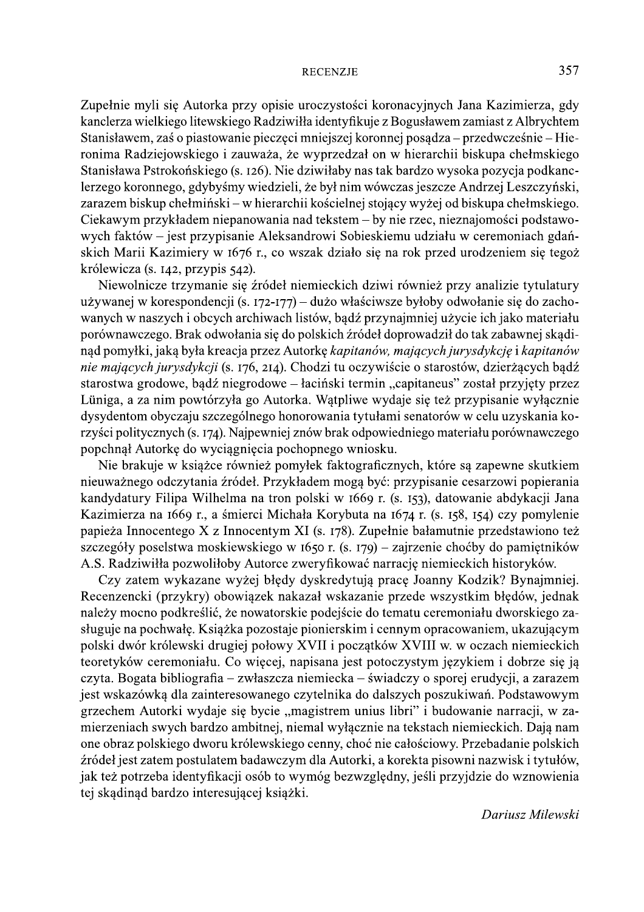Zupełnie myli się Autorka przy opisie uroczystości koronacyjnych Jana Kazimierza, gdy kanclerza wielkiego litewskiego Radziwiłła identyfikuje z Bogusławem zamiast z Albrychtem Stanisławem, zaś o piastowanie pieczęci mniejszej koronnej posądza – przedwcześnie – Hieronima Radziejowskiego i zauważa, że wyprzedzał on w hierarchii biskupa chełmskiego Stanisława Pstrokońskiego (s. 126). Nie dziwiłaby nas tak bardzo wysoka pozycja podkanclerzego koronnego, gdybyśmy wiedzieli, że był nim wówczas jeszcze Andrzej Leszczyński, zarazem biskup chełmiński – w hierarchii kościelnej stojący wyżej od biskupa chełmskiego. Ciekawym przykładem niepanowania nad tekstem – by nie rzec, nieznajomości podstawowych faktów – jest przypisanie Aleksandrowi Sobieskiemu udziału w ceremoniach gdańskich Marii Kazimiery w 1676 r., co wszak działo się na rok przed urodzeniem się tegoż królewicza (s. 142, przypis 542).

Niewolnicze trzymanie się źródeł niemieckich dziwi również przy analizie tytulatury używanej w korespondencji (s. 172-177) – dużo właściwsze byłoby odwołanie się do zachowanych w naszych i obcych archiwach listów, bądź przynajmniej użycie ich jako materiału porównawczego. Brak odwołania się do polskich źródeł doprowadził do tak zabawnej skądinąd pomyłki, jaką była kreacja przez Autorkę *kapitanów, mających jurysdykcję* i *kapitanów nie mających jurysdykcji* (s. 176, 214). Chodzi tu oczywiście o starostów, dzierżących bądź starostwa grodowe, bądź niegrodowe – łaciński termin „capitaneus" został przyjęty przez Lüniga, a za nim powtórzyła go Autorka. Wątpliwe wydaje się też przypisanie wyłącznie dysydentom obyczaju szczególnego honorowania tytułami senatorów w celu uzyskania korzyści politycznych (s. 174). Najpewniej znów brak odpowiedniego materiału porównawczego popchnął Autorkę do wyciągnięcia pochopnego wniosku.

Nie brakuje w książce również pomyłek faktograficznych, które są zapewne skutkiem nieuważnego odczytania źródeł. Przykładem mogą być: przypisanie cesarzowi popierania kandydatury Filipa Wilhelma na tron polski w 1669 r. (s. 153), datowanie abdykacji Jana Kazimierza na 1669 r., a śmierci Michała Korybuta na 1674 r. (s. 158, 154) czy pomylenie papieża Innocentego X z Innocentym XI (s. 178). Zupełnie bałamutnie przedstawiono też szczegóły poselstwa moskiewskiego w 1650 r. (s. 179) – zajrzenie choćby do pamiętników A.S. Radziwiłła pozwoliłoby Autorce zweryfikować narrację niemieckich historyków.

Czy zatem wykazane wyżej błędy dyskredytują pracę Joanny Kodzik? Bynajmniej. Recenzencki (przykry) obowiązek nakazał wskazanie przede wszystkim błędów, jednak należy mocno podkreślić, że nowatorskie podejście do tematu ceremoniału dworskiego zasługuje na pochwałę. Książka pozostaje pionierskim i cennym opracowaniem, ukazującym polski dwór królewski drugiej połowy XVII i początków XVIII w. w oczach niemieckich teoretyków ceremoniału. Co więcej, napisana jest potoczystym językiem i dobrze się ją czyta. Bogata bibliografia – zwłaszcza niemiecka – świadczy o sporej erudycji, a zarazem jest wskazówką dla zainteresowanego czytelnika do dalszych poszukiwań. Podstawowym grzechem Autorki wydaje się bycie „magistrem unius libri" i budowanie narracji, w zamierzeniach swych bardzo ambitnej, niemal wyłącznie na tekstach niemieckich. Dają nam one obraz polskiego dworu królewskiego cenny, choć nie całościowy. Przebadanie polskich źródeł jest zatem postulatem badawczym dla Autorki, a korekta pisowni nazwisk i tytułów, jak też potrzeba identyfikacji osób to wymóg bezwzględny, jeśli przyjdzie do wznowienia tej skądinąd bardzo interesującej książki.

*Dariusz Milewski*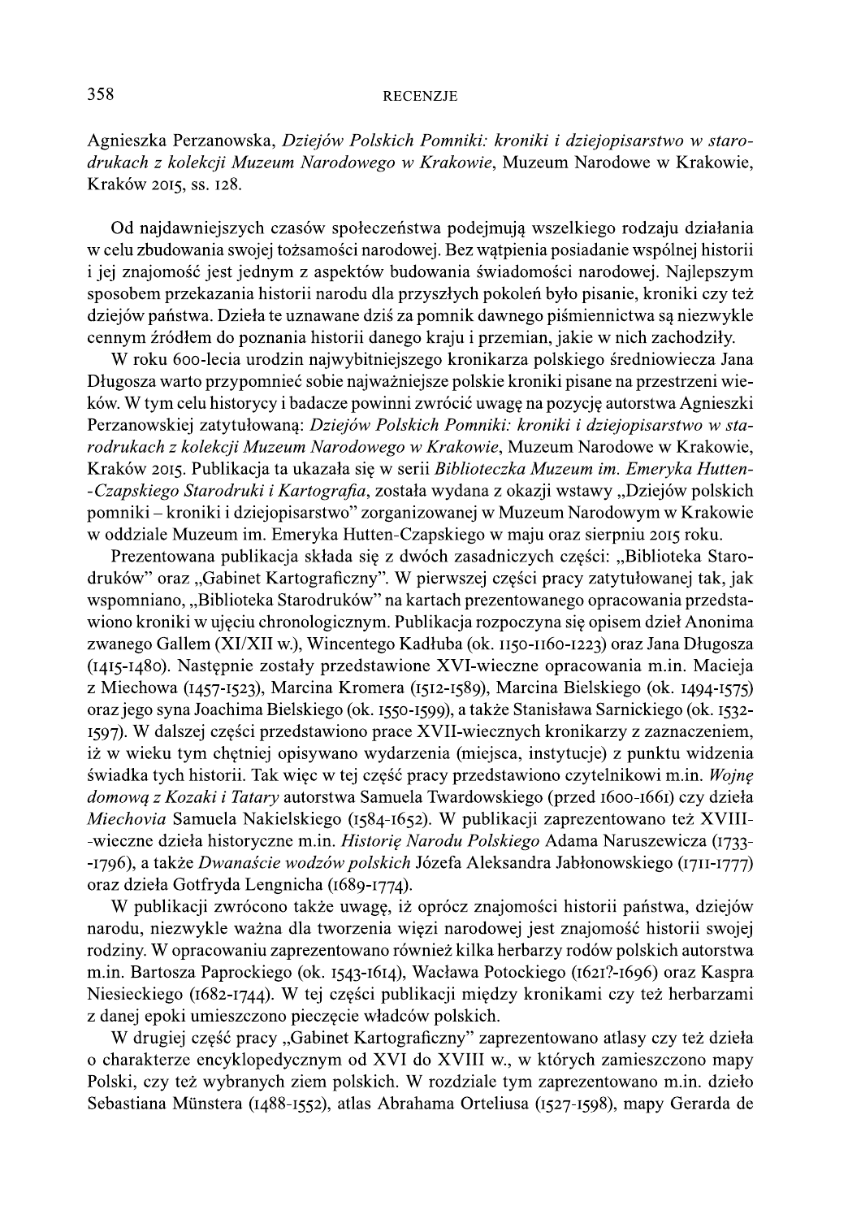Agnieszka Perzanowska, *Dziejów Polskich Pomniki: kroniki i dziejopisarstwo w starodrukach z kolekcji Muzeum Narodowego w Krakowie*, Muzeum Narodowe w Krakowie, Kraków 2015, ss. 128.

Od najdawniejszych czasów społeczeństwa podejmują wszelkiego rodzaju działania w celu zbudowania swojej tożsamości narodowej. Bez wątpienia posiadanie wspólnej historii i jej znajomość jest jednym z aspektów budowania świadomości narodowej. Najlepszym sposobem przekazania historii narodu dla przyszłych pokoleń było pisanie, kroniki czy też dziejów państwa. Dzieła te uznawane dziś za pomnik dawnego piśmiennictwa są niezwykle cennym źródłem do poznania historii danego kraju i przemian, jakie w nich zachodziły.

W roku 600-lecia urodzin najwybitniejszego kronikarza polskiego średniowiecza Jana Długosza warto przypomnieć sobie najważniejsze polskie kroniki pisane na przestrzeni wieków. W tym celu historycy i badacze powinni zwrócić uwagę na pozycję autorstwa Agnieszki Perzanowskiej zatytułowaną: *Dziejów Polskich Pomniki: kroniki i dziejopisarstwo w starodrukach z kolekcji Muzeum Narodowego w Krakowie*, Muzeum Narodowe w Krakowie, Kraków 2015. Publikacja ta ukazała się w serii *Biblioteczka Muzeum im. Emeryka Hutten-Czapskiego Starodruki i Kartografia*, została wydana z okazji wstawy „Dziejów polskich pomniki – kroniki i dziejopisarstwo" zorganizowanej w Muzeum Narodowym w Krakowie w oddziale Muzeum im. Emeryka Hutten-Czapskiego w maju oraz sierpniu 2015 roku.

Prezentowana publikacja składa się z dwóch zasadniczych części: „Biblioteka Starodruków" oraz „Gabinet Kartograficzny". W pierwszej części pracy zatytułowanej tak, jak wspomniano, „Biblioteka Starodruków" na kartach prezentowanego opracowania przedstawiono kroniki w ujęciu chronologicznym. Publikacja rozpoczyna się opisem dzieł Anonima zwanego Gallem (XI/XII w.), Wincentego Kadłuba (ok. 1150-1160-1223) oraz Jana Długosza (1415-1480). Następnie zostały przedstawione XVI-wieczne opracowania m.in. Macieja z Miechowa (1457-1523), Marcina Kromera (1512-1589), Marcina Bielskiego (ok. 1494-1575) oraz jego syna Joachima Bielskiego (ok. 1550-1599), a także Stanisława Sarnickiego (ok. 1532-1597). W dalszej części przedstawiono prace XVII-wiecznych kronikarzy z zaznaczeniem, iż w wieku tym chętniej opisywano wydarzenia (miejsca, instytucje) z punktu widzenia świadka tych historii. Tak więc w tej część pracy przedstawiono czytelnikowi m.in. *Wojnę domową z Kozaki i Tatary* autorstwa Samuela Twardowskiego (przed 1600-1661) czy dzieła *Miechovia* Samuela Nakielskiego (1584-1652). W publikacji zaprezentowano też XVIII-wieczne dzieła historyczne m.in. *Historię Narodu Polskiego* Adama Naruszewicza (1733-1796), a także *Dwanaście wodzów polskich* Józefa Aleksandra Jabłonowskiego (1711-1777) oraz dzieła Gotfryda Lengnicha (1689-1774).

W publikacji zwrócono także uwagę, iż oprócz znajomości historii państwa, dziejów narodu, niezwykle ważna dla tworzenia więzi narodowej jest znajomość historii swojej rodziny. W opracowaniu zaprezentowano również kilka herbarzy rodów polskich autorstwa m.in. Bartosza Paprockiego (ok. 1543-1614), Wacława Potockiego (1621?-1696) oraz Kaspra Niesieckiego (1682-1744). W tej części publikacji między kronikami czy też herbarzami z danej epoki umieszczono pieczęcie władców polskich.

W drugiej część pracy „Gabinet Kartograficzny" zaprezentowano atlasy czy też dzieła o charakterze encyklopedycznym od XVI do XVIII w., w których zamieszczono mapy Polski, czy też wybranych ziem polskich. W rozdziale tym zaprezentowano m.in. dzieło Sebastiana Münstera (1488-1552), atlas Abrahama Orteliusa (1527-1598), mapy Gerarda de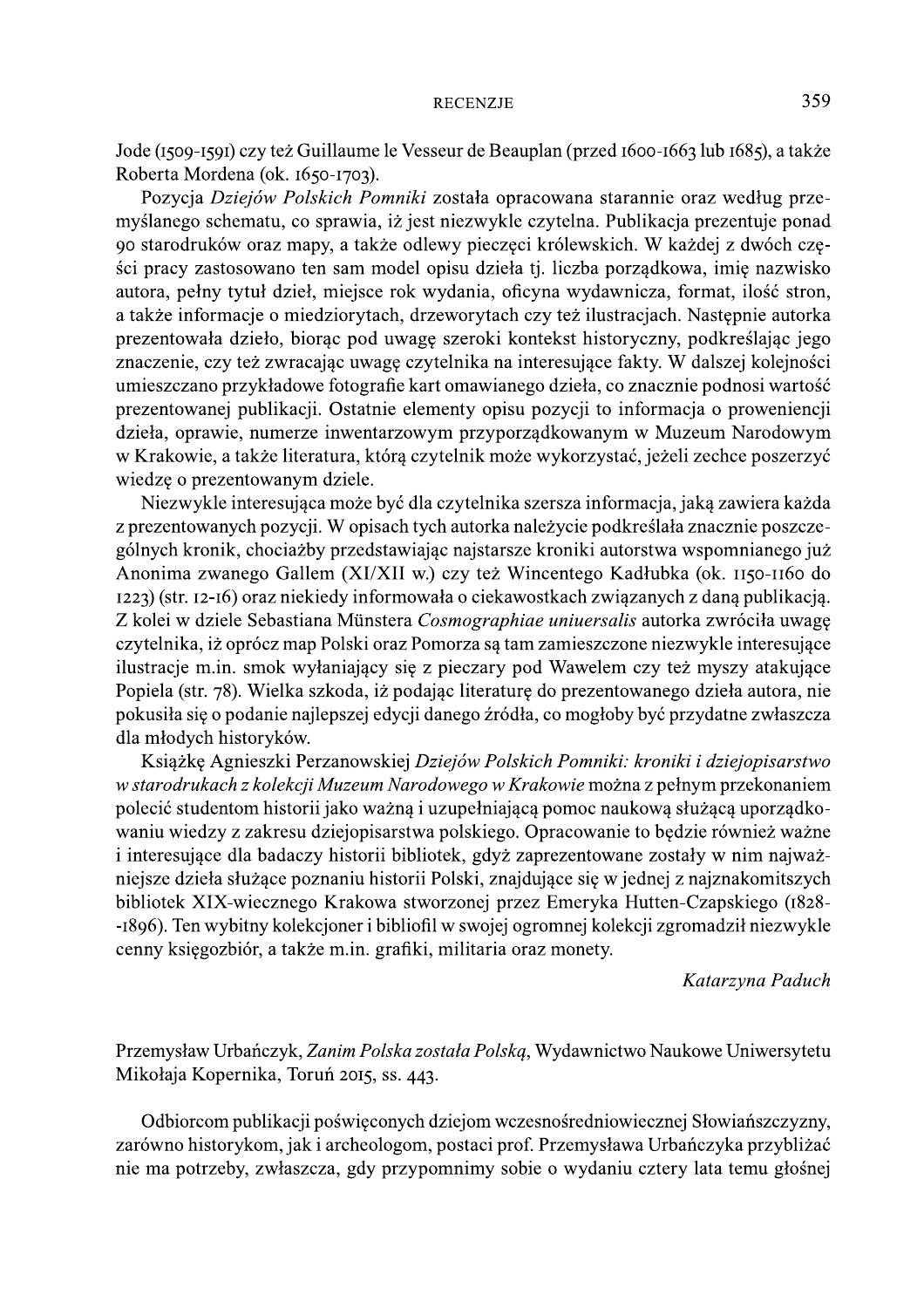Jode (1509-1591) czy też Guillaume le Vesseur de Beauplan (przed 1600-1663 lub 1685), a także Roberta Mordena (ok. 1650-1703).

Pozycja *Dziejów Polskich Pomniki* została opracowana starannie oraz według przemyślanego schematu, co sprawia, iż jest niezwykle czytelna. Publikacja prezentuje ponad 90 starodruków oraz mapy, a także odlewy pieczęci królewskich. W każdej z dwóch części pracy zastosowano ten sam model opisu dzieła tj. liczba porządkowa, imię nazwisko autora, pełny tytuł dzieł, miejsce rok wydania, oficyna wydawnicza, format, ilość stron, a także informacje o miedziorytach, drzeworytach czy też ilustracjach. Następnie autorka prezentowała dzieło, biorąc pod uwagę szeroki kontekst historyczny, podkreślając jego znaczenie, czy też zwracając uwagę czytelnika na interesujące fakty. W dalszej kolejności umieszczano przykładowe fotografie kart omawianego dzieła, co znacznie podnosi wartość prezentowanej publikacji. Ostatnie elementy opisu pozycji to informacja o proweniencji dzieła, oprawie, numerze inwentarzowym przyporządkowanym w Muzeum Narodowym w Krakowie, a także literatura, którą czytelnik może wykorzystać, jeżeli zechce poszerzyć wiedzę o prezentowanym dziele.

Niezwykle interesująca może być dla czytelnika szersza informacja, jaką zawiera każda z prezentowanych pozycji. W opisach tych autorka należycie podkreślała znacznie poszczególnych kronik, chociażby przedstawiając najstarsze kroniki autorstwa wspomnianego już Anonima zwanego Gallem (XI/XII w.) czy też Wincentego Kadłubka (ok. 1150-1160 do 1223) (str. 12-16) oraz niekiedy informowała o ciekawostkach związanych z daną publikacją. Z kolei w dziele Sebastiana Münstera *Cosmographiae uniuersalis* autorka zwróciła uwagę czytelnika, iż oprócz map Polski oraz Pomorza są tam zamieszczone niezwykle interesujące ilustracje m.in. smok wyłaniający się z pieczary pod Wawelem czy też myszy atakujące Popiela (str. 78). Wielka szkoda, iż podając literaturę do prezentowanego dzieła autora, nie pokusiła się o podanie najlepszej edycji danego źródła, co mogłoby być przydatne zwłaszcza dla młodych historyków.

Książkę Agnieszki Perzanowskiej *Dziejów Polskich Pomniki: kroniki i dziejopisarstwo w starodrukach z kolekcji Muzeum Narodowego w Krakowie* można z pełnym przekonaniem polecić studentom historii jako ważną i uzupełniającą pomoc naukową służącą uporządkowaniu wiedzy z zakresu dziejopisarstwa polskiego. Opracowanie to będzie również ważne i interesujące dla badaczy historii bibliotek, gdyż zaprezentowane zostały w nim najważniejsze dzieła służące poznaniu historii Polski, znajdujące się w jednej z najznakomitszych bibliotek XIX-wiecznego Krakowa stworzonej przez Emeryka Hutten-Czapskiego (1828-1896). Ten wybitny kolekcjoner i bibliofil w swojej ogromnej kolekcji zgromadził niezwykle cenny księgozbiór, a także m.in. grafiki, militaria oraz monety.

*Katarzyna Paduch*

Przemysław Urbańczyk, *Zanim Polska została Polską*, Wydawnictwo Naukowe Uniwersytetu Mikołaja Kopernika, Toruń 2015, ss. 443.

Odbiorcom publikacji poświęconych dziejom wczesnośredniowiecznej Słowiańszczyzny, zarówno historykom, jak i archeologom, postaci prof. Przemysława Urbańczyka przybliżać nie ma potrzeby, zwłaszcza, gdy przypomnimy sobie o wydaniu cztery lata temu głośnej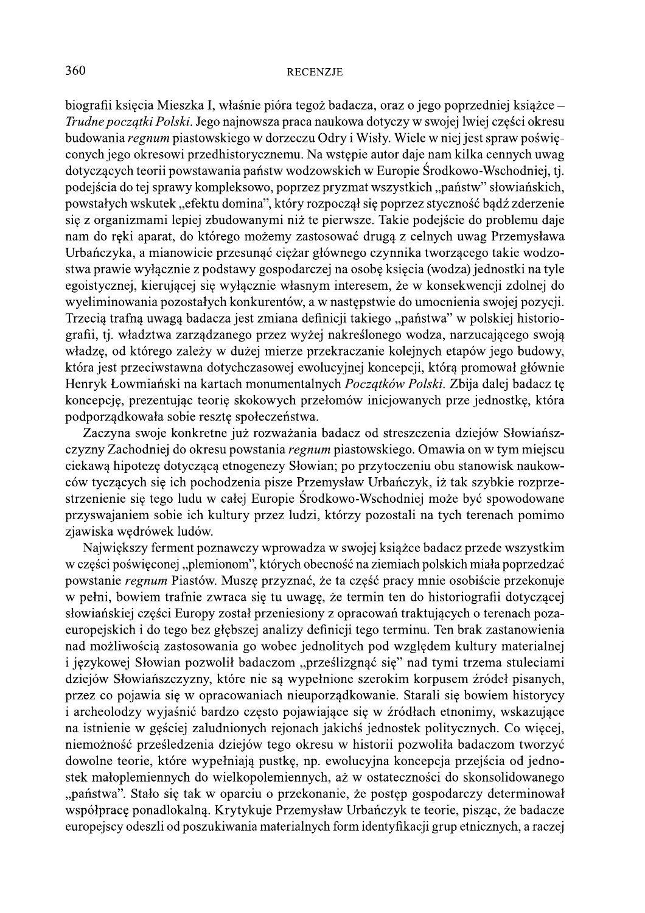biografii księcia Mieszka I, właśnie pióra tegoż badacza, oraz o jego poprzedniej książce – *Trudne początki Polski*. Jego najnowsza praca naukowa dotyczy w swojej lwiej części okresu budowania *regnum* piastowskiego w dorzeczu Odry i Wisły. Wiele w niej jest spraw poświęconych jego okresowi przedhistorycznemu. Na wstępie autor daje nam kilka cennych uwag dotyczących teorii powstawania państw wodzowskich w Europie Środkowo-Wschodniej, tj. podejścia do tej sprawy kompleksowo, poprzez pryzmat wszystkich „państw" słowiańskich, powstałych wskutek „efektu domina", który rozpoczął się poprzez styczność bądź zderzenie się z organizmami lepiej zbudowanymi niż te pierwsze. Takie podejście do problemu daje nam do ręki aparat, do którego możemy zastosować drugą z celnych uwag Przemysława Urbańczyka, a mianowicie przesunąć ciężar głównego czynnika tworzącego takie wodzostwa prawie wyłącznie z podstawy gospodarczej na osobę księcia (wodza) jednostki na tyle egoistycznej, kierującej się wyłącznie własnym interesem, że w konsekwencji zdolnej do wyeliminowania pozostałych konkurentów, a w następstwie do umocnienia swojej pozycji. Trzecią trafną uwagą badacza jest zmiana definicji takiego „państwa" w polskiej historiografii, tj. władztwa zarządzanego przez wyżej nakreślonego wodza, narzucającego swoją władzę, od którego zależy w dużej mierze przekraczanie kolejnych etapów jego budowy, która jest przeciwstawna dotychczasowej ewolucyjnej koncepcji, którą promował głównie Henryk Łowmiański na kartach monumentalnych *Początków Polski*. Zbija dalej badacz tę koncepcję, prezentując teorię skokowych przełomów inicjowanych prze jednostkę, która podporządkowała sobie resztę społeczeństwa.

Zaczyna swoje konkretne już rozważania badacz od streszczenia dziejów Słowiańszczyzny Zachodniej do okresu powstania *regnum* piastowskiego. Omawia on w tym miejscu ciekawą hipotezę dotyczącą etnogenezy Słowian; po przytoczeniu obu stanowisk naukowców tyczących się ich pochodzenia pisze Przemysław Urbańczyk, iż tak szybkie rozprzestrzenienie się tego ludu w całej Europie Środkowo-Wschodniej może być spowodowane przyswajaniem sobie ich kultury przez ludzi, którzy pozostali na tych terenach pomimo zjawiska wędrówek ludów.

Największy ferment poznawczy wprowadza w swojej książce badacz przede wszystkim w części poświęconej „plemionom", których obecność na ziemiach polskich miała poprzedzać powstanie *regnum* Piastów. Muszę przyznać, że ta część pracy mnie osobiście przekonuje w pełni, bowiem trafnie zwraca się tu uwagę, że termin ten do historiografii dotyczącej słowiańskiej części Europy został przeniesiony z opracowań traktujących o terenach pozaeuropejskich i do tego bez głębszej analizy definicji tego terminu. Ten brak zastanowienia nad możliwością zastosowania go wobec jednolitych pod względem kultury materialnej i językowej Słowian pozwolił badaczom „prześlizgnąć się" nad tymi trzema stuleciami dziejów Słowiańszczyzny, które nie są wypełnione szerokim korpusem źródeł pisanych, przez co pojawia się w opracowaniach nieuporządkowanie. Starali się bowiem historycy i archeolodzy wyjaśnić bardzo często pojawiające się w źródłach etnonimy, wskazujące na istnienie w gęściej zaludnionych rejonach jakichś jednostek politycznych. Co więcej, niemożność prześledzenia dziejów tego okresu w historii pozwoliła badaczom tworzyć dowolne teorie, które wypełniają pustkę, np. ewolucyjna koncepcja przejścia od jednostek małoplemiennych do wielkopolemiennych, aż w ostateczności do skonsolidowanego „państwa". Stało się tak w oparciu o przekonanie, że postęp gospodarczy determinował współpracę ponadlokalną. Krytykuje Przemysław Urbańczyk te teorie, pisząc, że badacze europejscy odeszli od poszukiwania materialnych form identyfikacji grup etnicznych, a raczej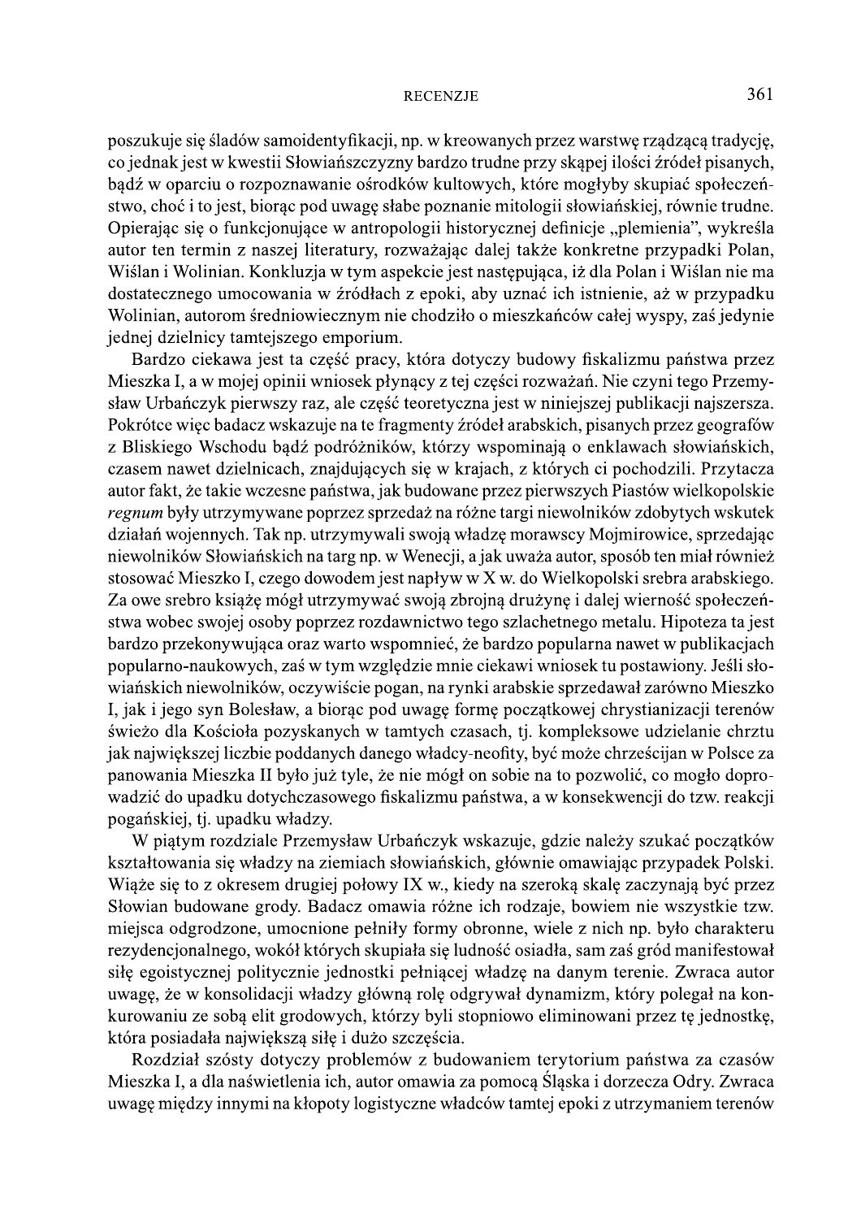poszukuje się śladów samoidentyfikacji, np. w kreowanych przez warstwę rządzącą tradycję, co jednak jest w kwestii Słowiańszczyzny bardzo trudne przy skąpej ilości źródeł pisanych, bądź w oparciu o rozpoznawanie ośrodków kultowych, które mogłyby skupiać społeczeństwo, choć i to jest, biorąc pod uwagę słabe poznanie mitologii słowiańskiej, równie trudne. Opierając się o funkcjonujące w antropologii historycznej definicje „plemienia", wykreśla autor ten termin z naszej literatury, rozważając dalej także konkretne przypadki Polan, Wiślan i Wolinian. Konkluzja w tym aspekcie jest następująca, iż dla Polan i Wiślan nie ma dostatecznego umocowania w źródłach z epoki, aby uznać ich istnienie, aż w przypadku Wolinian, autorom średniowiecznym nie chodziło o mieszkańców całej wyspy, zaś jedynie jednej dzielnicy tamtejszego emporium.

Bardzo ciekawa jest ta część pracy, która dotyczy budowy fiskalizmu państwa przez Mieszka I, a w mojej opinii wniosek płynący z tej części rozważań. Nie czyni tego Przemysław Urbańczyk pierwszy raz, ale część teoretyczna jest w niniejszej publikacji najszersza. Pokrótce więc badacz wskazuje na te fragmenty źródeł arabskich, pisanych przez geografów z Bliskiego Wschodu bądź podróżników, którzy wspominają o enklawach słowiańskich, czasem nawet dzielnicach, znajdujących się w krajach, z których ci pochodzili. Przytacza autor fakt, że takie wczesne państwa, jak budowane przez pierwszych Piastów wielkopolskie *regnum* były utrzymywane poprzez sprzedaż na różne targi niewolników zdobytych wskutek działań wojennych. Tak np. utrzymywali swoją władzę morawscy Mojmirowice, sprzedając niewolników Słowiańskich na targ np. w Wenecji, a jak uważa autor, sposób ten miał również stosować Mieszko I, czego dowodem jest napływ w X w. do Wielkopolski srebra arabskiego. Za owe srebro książę mógł utrzymywać swoją zbrojną drużynę i dalej wierność społeczeństwa wobec swojej osoby poprzez rozdawnictwo tego szlachetnego metalu. Hipoteza ta jest bardzo przekonywująca oraz warto wspomnieć, że bardzo popularna nawet w publikacjach popularno-naukowych, zaś w tym względzie mnie ciekawi wniosek tu postawiony. Jeśli słowiańskich niewolników, oczywiście pogan, na rynki arabskie sprzedawał zarówno Mieszko I, jak i jego syn Bolesław, a biorąc pod uwagę formę początkowej chrystianizacji terenów świeżo dla Kościoła pozyskanych w tamtych czasach, tj. kompleksowe udzielanie chrztu jak największej liczbie poddanych danego władcy-neofity, być może chrześcijan w Polsce za panowania Mieszka II było już tyle, że nie mógł on sobie na to pozwolić, co mogło doprowadzić do upadku dotychczasowego fiskalizmu państwa, a w konsekwencji do tzw. reakcji pogańskiej, tj. upadku władzy.

W piątym rozdziale Przemysław Urbańczyk wskazuje, gdzie należy szukać początków kształtowania się władzy na ziemiach słowiańskich, głównie omawiając przypadek Polski. Wiąże się to z okresem drugiej połowy IX w., kiedy na szeroką skalę zaczynają być przez Słowian budowane grody. Badacz omawia różne ich rodzaje, bowiem nie wszystkie tzw. miejsca odgrodzone, umocnione pełniły formy obronne, wiele z nich np. było charakteru rezydencjonalnego, wokół których skupiała się ludność osiadła, sam zaś gród manifestował siłę egoistycznej politycznie jednostki pełniącej władzę na danym terenie. Zwraca autor uwagę, że w konsolidacji władzy główną rolę odgrywał dynamizm, który polegał na konkurowaniu ze sobą elit grodowych, którzy byli stopniowo eliminowani przez tę jednostkę, która posiadała największą siłę i dużo szczęścia.

Rozdział szósty dotyczy problemów z budowaniem terytorium państwa za czasów Mieszka I, a dla naświetlenia ich, autor omawia za pomocą Śląska i dorzecza Odry. Zwraca uwagę między innymi na kłopoty logistyczne władców tamtej epoki z utrzymaniem terenów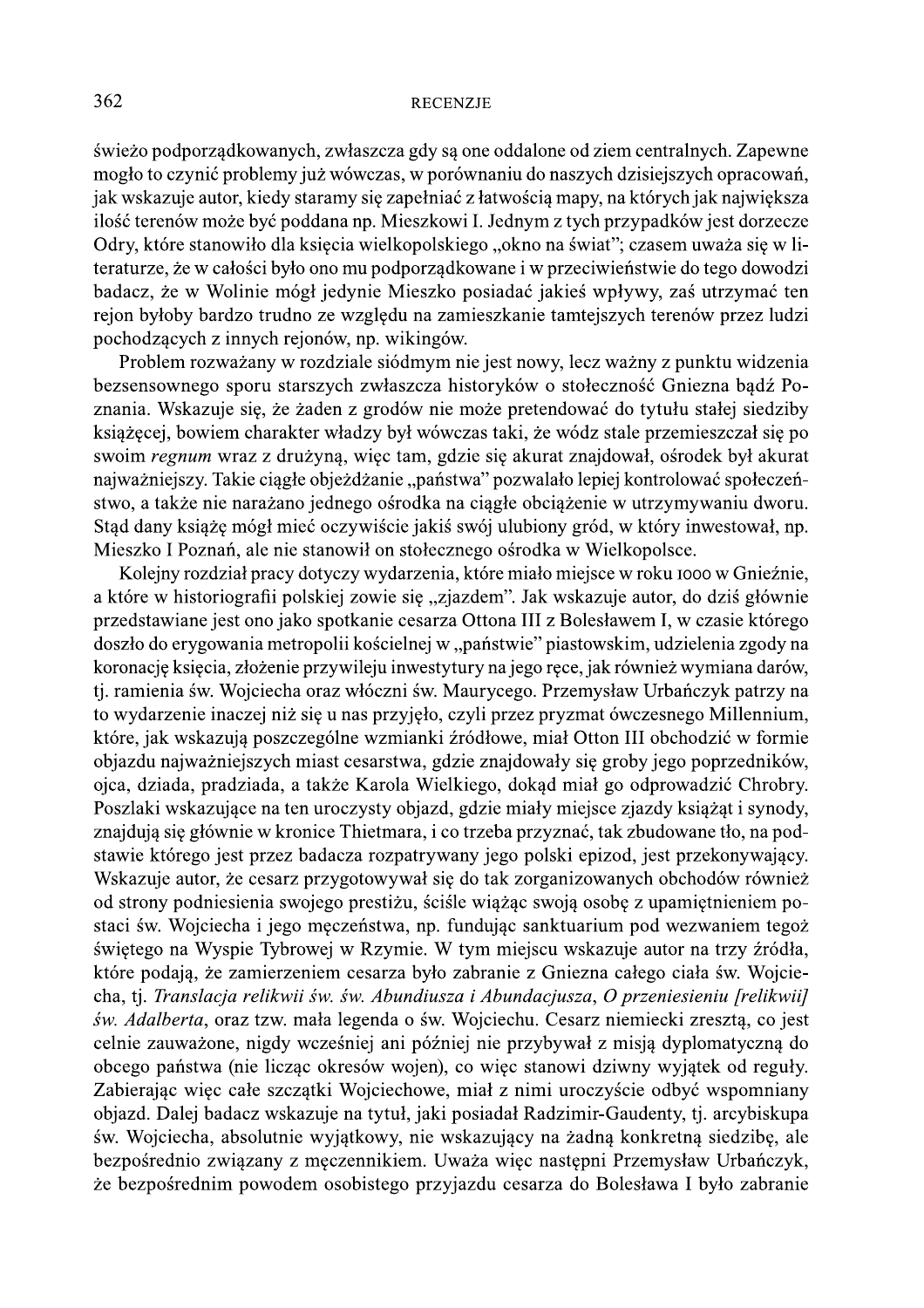świeżo podporządkowanych, zwłaszcza gdy są one oddalone od ziem centralnych. Zapewne mogło to czynić problemy już wówczas, w porównaniu do naszych dzisiejszych opracowań, jak wskazuje autor, kiedy staramy się zapełniać z łatwością mapy, na których jak największa ilość terenów może być poddana np. Mieszkowi I. Jednym z tych przypadków jest dorzecze Odry, które stanowiło dla księcia wielkopolskiego „okno na świat"; czasem uważa się w literaturze, że w całości było ono mu podporządkowane i w przeciwieństwie do tego dowodzi badacz, że w Wolinie mógł jedynie Mieszko posiadać jakieś wpływy, zaś utrzymać ten rejon byłoby bardzo trudno ze względu na zamieszkanie tamtejszych terenów przez ludzi pochodzących z innych rejonów, np. wikingów.

Problem rozważany w rozdziale siódmym nie jest nowy, lecz ważny z punktu widzenia bezsensownego sporu starszych zwłaszcza historyków o stołeczność Gniezna bądź Poznania. Wskazuje się, że żaden z grodów nie może pretendować do tytułu stałej siedziby książęcej, bowiem charakter władzy był wówczas taki, że wódz stale przemieszczał się po swoim *regnum* wraz z drużyną, więc tam, gdzie się akurat znajdował, ośrodek był akurat najważniejszy. Takie ciągłe objeżdżanie „państwa" pozwalało lepiej kontrolować społeczeństwo, a także nie narażano jednego ośrodka na ciągłe obciążenie w utrzymywaniu dworu. Stąd dany książę mógł mieć oczywiście jakiś swój ulubiony gród, w który inwestował, np. Mieszko I Poznań, ale nie stanowił on stołecznego ośrodka w Wielkopolsce.

Kolejny rozdział pracy dotyczy wydarzenia, które miało miejsce w roku 1000 w Gnieźnie, a które w historiografii polskiej zowie się „zjazdem". Jak wskazuje autor, do dziś głównie przedstawiane jest ono jako spotkanie cesarza Ottona III z Bolesławem I, w czasie którego doszło do erygowania metropolii kościelnej w „państwie" piastowskim, udzielenia zgody na koronację księcia, złożenie przywileju inwestytury na jego ręce, jak również wymiana darów, tj. ramienia św. Wojciecha oraz włóczni św. Maurycego. Przemysław Urbańczyk patrzy na to wydarzenie inaczej niż się u nas przyjęło, czyli przez pryzmat ówczesnego Millennium, które, jak wskazują poszczególne wzmianki źródłowe, miał Otton III obchodzić w formie objazdu najważniejszych miast cesarstwa, gdzie znajdowały się groby jego poprzedników, ojca, dziada, pradziada, a także Karola Wielkiego, dokąd miał go odprowadzić Chrobry. Poszlaki wskazujące na ten uroczysty objazd, gdzie miały miejsce zjazdy książąt i synody, znajdują się głównie w kronice Thietmara, i co trzeba przyznać, tak zbudowane tło, na podstawie którego jest przez badacza rozpatrywany jego polski epizod, jest przekonywający. Wskazuje autor, że cesarz przygotowywał się do tak zorganizowanych obchodów również od strony podniesienia swojego prestiżu, ściśle wiążąc swoją osobę z upamiętnieniem postaci św. Wojciecha i jego męczeństwa, np. fundując sanktuarium pod wezwaniem tegoż świętego na Wyspie Tybrowej w Rzymie. W tym miejscu wskazuje autor na trzy źródła, które podają, że zamierzeniem cesarza było zabranie z Gniezna całego ciała św. Wojciecha, tj. *Translacja relikwii św. św. Abundiusza i Abundacjusza*, *O przeniesieniu [relikwii] św. Adalberta*, oraz tzw. mała legenda o św. Wojciechu. Cesarz niemiecki zresztą, co jest celnie zauważone, nigdy wcześniej ani później nie przybywał z misją dyplomatyczną do obcego państwa (nie licząc okresów wojen), co więc stanowi dziwny wyjątek od reguły. Zabierając więc całe szczątki Wojciechowe, miał z nimi uroczyście odbyć wspomniany objazd. Dalej badacz wskazuje na tytuł, jaki posiadał Radzimir-Gaudenty, tj. arcybiskupa św. Wojciecha, absolutnie wyjątkowy, nie wskazujący na żadną konkretną siedzibę, ale bezpośrednio związany z męczennikiem. Uważa więc następni Przemysław Urbańczyk, że bezpośrednim powodem osobistego przyjazdu cesarza do Bolesława I było zabranie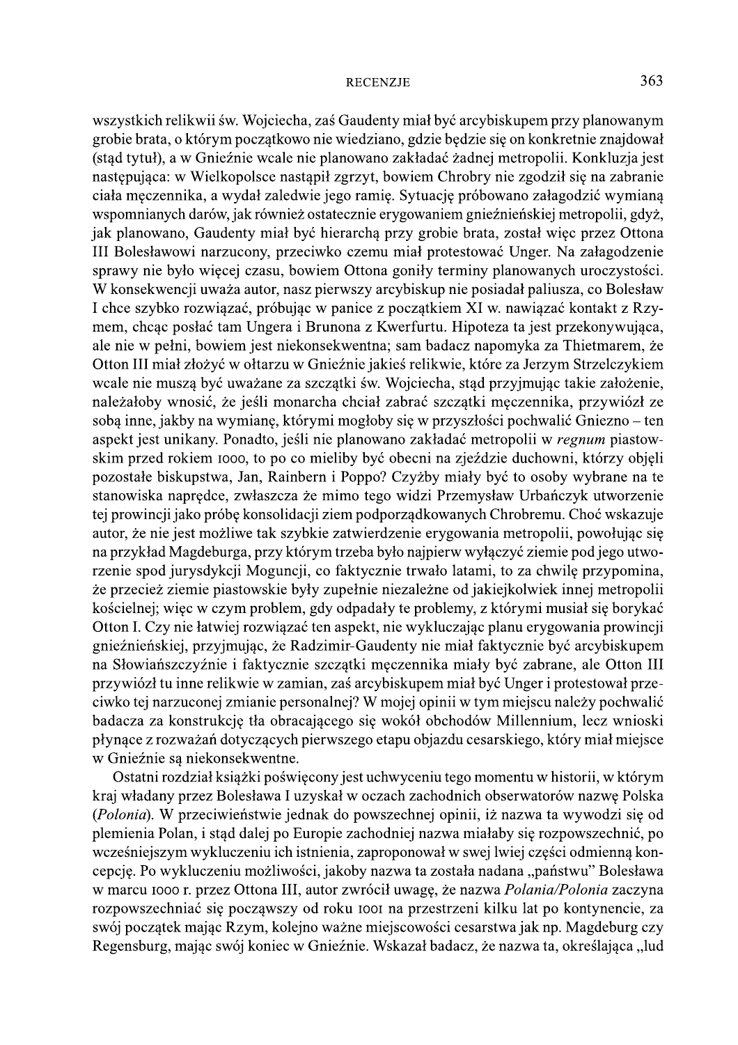wszystkich relikwii św. Wojciecha, zaś Gaudenty miał być arcybiskupem przy planowanym grobie brata, o którym początkowo nie wiedziano, gdzie będzie się on konkretnie znajdował (stąd tytuł), a w Gnieźnie wcale nie planowano zakładać żadnej metropolii. Konkluzja jest następująca: w Wielkopolsce nastąpił zgrzyt, bowiem Chrobry nie zgodził się na zabranie ciała męczennika, a wydał zaledwie jego ramię. Sytuację próbowano załagodzić wymianą wspomnianych darów, jak również ostatecznie erygowaniem gnieźnieńskiej metropolii, gdyż, jak planowano, Gaudenty miał być hierarchą przy grobie brata, został więc przez Ottona III Bolesławowi narzucony, przeciwko czemu miał protestować Unger. Na załagodzenie sprawy nie było więcej czasu, bowiem Ottona goniły terminy planowanych uroczystości. W konsekwencji uważa autor, nasz pierwszy arcybiskup nie posiadał paliusza, co Bolesław I chce szybko rozwiązać, próbując w panice z początkiem XI w. nawiązać kontakt z Rzymem, chcąc posłać tam Ungera i Brunona z Kwerfurtu. Hipoteza ta jest przekonywująca, ale nie w pełni, bowiem jest niekonsekwentna; sam badacz napomyka za Thietmarem, że Otton III miał złożyć w ołtarzu w Gnieźnie jakieś relikwie, które za Jerzym Strzelczykiem wcale nie muszą być uważane za szczątki św. Wojciecha, stąd przyjmując takie założenie, należałoby wnosić, że jeśli monarcha chciał zabrać szczątki męczennika, przywiózł ze sobą inne, jakby na wymianę, którymi mogłoby się w przyszłości pochwalić Gniezno – ten aspekt jest unikany. Ponadto, jeśli nie planowano zakładać metropolii w *regnum* piastowskim przed rokiem 1000, to po co mieliby być obecni na zjeździe duchowni, którzy objęli pozostałe biskupstwa, Jan, Rainbern i Poppo? Czyżby miały być to osoby wybrane na te stanowiska naprędce, zwłaszcza że mimo tego widzi Przemysław Urbańczyk utworzenie tej prowincji jako próbę konsolidacji ziem podporządkowanych Chrobremu. Choć wskazuje autor, że nie jest możliwe tak szybkie zatwierdzenie erygowania metropolii, powołując się na przykład Magdeburga, przy którym trzeba było najpierw wyłączyć ziemie pod jego utworzenie spod jurysdykcji Moguncji, co faktycznie trwało latami, to za chwilę przypomina, że przecież ziemie piastowskie były zupełnie niezależne od jakiejkolwiek innej metropolii kościelnej; więc w czym problem, gdy odpadały te problemy, z którymi musiał się borykać Otton I. Czy nie łatwiej rozwiązać ten aspekt, nie wykluczając planu erygowania prowincji gnieźnieńskiej, przyjmując, że Radzimir-Gaudenty nie miał faktycznie być arcybiskupem na Słowiańszczyźnie i faktycznie szczątki męczennika miały być zabrane, ale Otton III przywiózł tu inne relikwie w zamian, zaś arcybiskupem miał być Unger i protestował przeciwko tej narzuconej zmianie personalnej? W mojej opinii w tym miejscu należy pochwalić badacza za konstrukcję tła obracającego się wokół obchodów Millennium, lecz wnioski płynące z rozważań dotyczących pierwszego etapu objazdu cesarskiego, który miał miejsce w Gnieźnie są niekonsekwentne.

Ostatni rozdział książki poświęcony jest uchwyceniu tego momentu w historii, w którym kraj władany przez Bolesława I uzyskał w oczach zachodnich obserwatorów nazwę Polska (*Polonia*). W przeciwieństwie jednak do powszechnej opinii, iż nazwa ta wywodzi się od plemienia Polan, i stąd dalej po Europie zachodniej nazwa miałaby się rozpowszechnić, po wcześniejszym wykluczeniu ich istnienia, zaproponował w swej lwiej części odmienną koncepcję. Po wykluczeniu możliwości, jakoby nazwa ta została nadana „państwu" Bolesława w marcu 1000 r. przez Ottona III, autor zwrócił uwagę, że nazwa *Polania/Polonia* zaczyna rozpowszechniać się począwszy od roku 1001 na przestrzeni kilku lat po kontynencie, za swój początek mając Rzym, kolejno ważne miejscowości cesarstwa jak np. Magdeburg czy Regensburg, mając swój koniec w Gnieźnie. Wskazał badacz, że nazwa ta, określająca „lud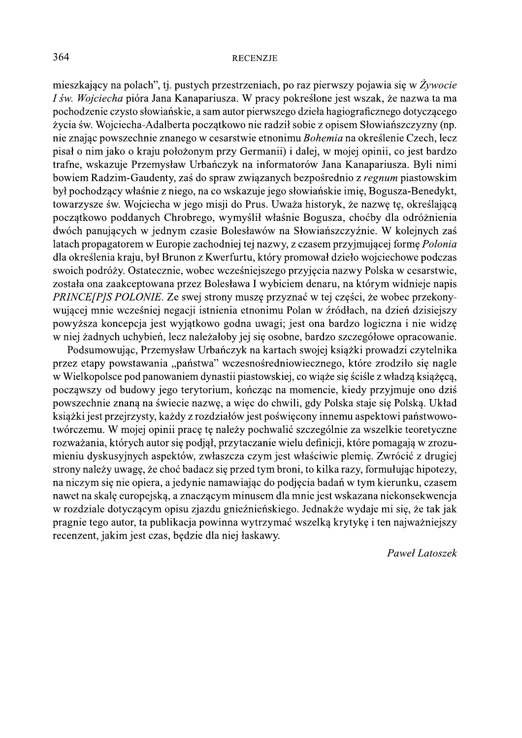mieszkający na polach", tj. pustych przestrzeniach, po raz pierwszy pojawia się w *Żywocie I św. Wojciecha* pióra Jana Kanapariusza. W pracy pokreślone jest wszak, że nazwa ta ma pochodzenie czysto słowiańskie, a sam autor pierwszego dzieła hagiograficznego dotyczącego życia św. Wojciecha-Adalberta początkowo nie radził sobie z opisem Słowiańszczyzny (np. nie znając powszechnie znanego w cesarstwie etnonimu *Bohemia* na określenie Czech, lecz pisał o nim jako o kraju położonym przy Germanii) i dalej, w mojej opinii, co jest bardzo trafne, wskazuje Przemysław Urbańczyk na informatorów Jana Kanapariusza. Byli nimi bowiem Radzim-Gaudenty, zaś do spraw związanych bezpośrednio z *regnum* piastowskim był pochodzący właśnie z niego, na co wskazuje jego słowiańskie imię, Bogusza-Benedykt, towarzysze św. Wojciecha w jego misji do Prus. Uważa historyk, że nazwę tę, określającą początkowo poddanych Chrobrego, wymyślił właśnie Bogusza, choćby dla odróżnienia dwóch panujących w jednym czasie Bolesławów na Słowiańszczyźnie. W kolejnych zaś latach propagatorem w Europie zachodniej tej nazwy, z czasem przyjmującej formę *Polonia* dla określenia kraju, był Brunon z Kwerfurtu, który promował dzieło wojciechowe podczas swoich podróży. Ostatecznie, wobec wcześniejszego przyjęcia nazwy Polska w cesarstwie, została ona zaakceptowana przez Bolesława I wybiciem denaru, na którym widnieje napis *PRINCE[P]S POLONIE.* Ze swej strony muszę przyznać w tej części, że wobec przekonywującej mnie wcześniej negacji istnienia etnonimu Polan w źródłach, na dzień dzisiejszy powyższa koncepcja jest wyjątkowo godna uwagi; jest ona bardzo logiczna i nie widzę w niej żadnych uchybień, lecz należałoby jej się osobne, bardzo szczegółowe opracowanie.

Podsumowując, Przemysław Urbańczyk na kartach swojej książki prowadzi czytelnika przez etapy powstawania „państwa" wczesnośredniowiecznego, które zrodziło się nagle w Wielkopolsce pod panowaniem dynastii piastowskiej, co wiąże się ściśle z władzą książęcą, począwszy od budowy jego terytorium, kończąc na momencie, kiedy przyjmuje ono dziś powszechnie znaną na świecie nazwę, a więc do chwili, gdy Polska staje się Polską. Układ książki jest przejrzysty, każdy z rozdziałów jest poświęcony innemu aspektowi państwowotwórczemu. W mojej opinii pracę tę należy pochwalić szczególnie za wszelkie teoretyczne rozważania, których autor się podjął, przytaczanie wielu definicji, które pomagają w zrozumieniu dyskusyjnych aspektów, zwłaszcza czym jest właściwie plemię. Zwrócić z drugiej strony należy uwagę, że choć badacz się przed tym broni, to kilka razy, formułując hipotezy, na niczym się nie opiera, a jedynie namawiając do podjęcia badań w tym kierunku, czasem nawet na skalę europejską, a znaczącym minusem dla mnie jest wskazana niekonsekwencja w rozdziale dotyczącym opisu zjazdu gnieźnieńskiego. Jednakże wydaje mi się, że tak jak pragnie tego autor, ta publikacja powinna wytrzymać wszelką krytykę i ten najważniejszy recenzent, jakim jest czas, będzie dla niej łaskawy.

*Paweł Latoszek*